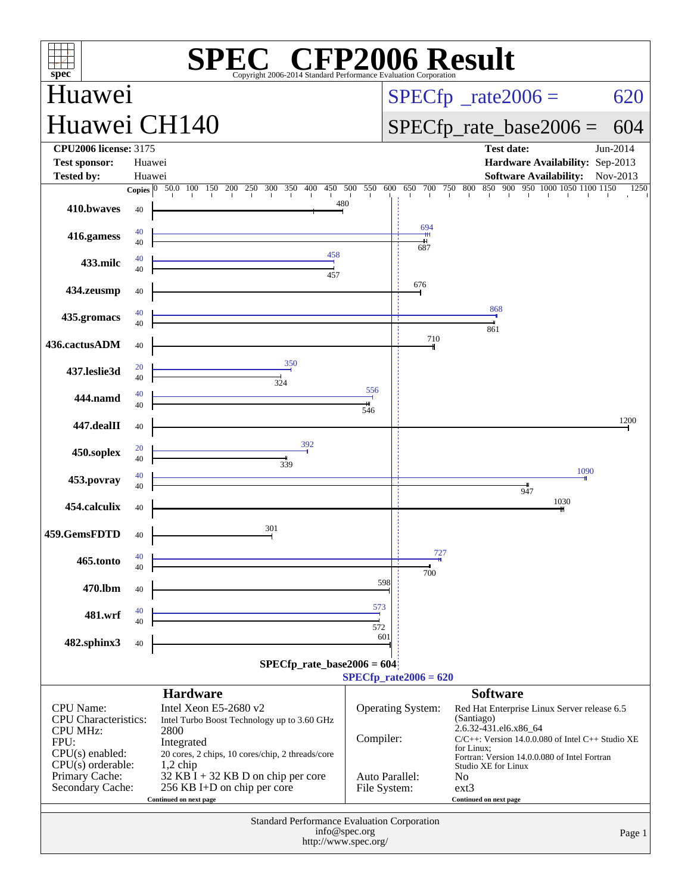# SPEC CFP2006 Result

Copyright 2006-2014 Standard Performance Evaluation Corporation

## Huawei

## Huawei CH140

SPECfp_rate2006 = 620

SPECfp_rate_base2006 = 604

| | | | |
|---|---|---|---|
| **CPU2006 license:** | 3175 | **Test date:** | Jun-2014 |
| **Test sponsor:** | Huawei | **Hardware Availability:** | Sep-2013 |
| **Tested by:** | Huawei | **Software Availability:** | Nov-2013 |

| Benchmark | Copies (peak) | Peak | Copies (base) | Base |
|---|---|---|---|---|
| 410.bwaves | | | 40 | 480 |
| 416.gamess | 40 | 694 | 40 | 687 |
| 433.milc | 40 | 458 | 40 | 457 |
| 434.zeusmp | | | 40 | 676 |
| 435.gromacs | 40 | 868 | 40 | 861 |
| 436.cactusADM | | | 40 | 710 |
| 437.leslie3d | 20 | 350 | 40 | 324 |
| 444.namd | 40 | 556 | 40 | 546 |
| 447.dealII | | | 40 | 1200 |
| 450.soplex | 20 | 392 | 40 | 339 |
| 453.povray | 40 | 1090 | 40 | 947 |
| 454.calculix | | | 40 | 1030 |
| 459.GemsFDTD | | | 40 | 301 |
| 465.tonto | 40 | 727 | 40 | 700 |
| 470.lbm | | | 40 | 598 |
| 481.wrf | 40 | 573 | 40 | 572 |
| 482.sphinx3 | | | 40 | 601 |

SPECfp_rate_base2006 = 604

SPECfp_rate2006 = 620

### Hardware

| | |
|---|---|
| CPU Name: | Intel Xeon E5-2680 v2 |
| CPU Characteristics: | Intel Turbo Boost Technology up to 3.60 GHz |
| CPU MHz: | 2800 |
| FPU: | Integrated |
| CPU(s) enabled: | 20 cores, 2 chips, 10 cores/chip, 2 threads/core |
| CPU(s) orderable: | 1,2 chip |
| Primary Cache: | 32 KB I + 32 KB D on chip per core |
| Secondary Cache: | 256 KB I+D on chip per core |

Continued on next page

### Software

| | |
|---|---|
| Operating System: | Red Hat Enterprise Linux Server release 6.5 (Santiago) 2.6.32-431.el6.x86_64 |
| Compiler: | C/C++: Version 14.0.0.080 of Intel C++ Studio XE for Linux; Fortran: Version 14.0.0.080 of Intel Fortran Studio XE for Linux |
| Auto Parallel: | No |
| File System: | ext3 |

Continued on next page

Standard Performance Evaluation Corporation
info@spec.org
http://www.spec.org/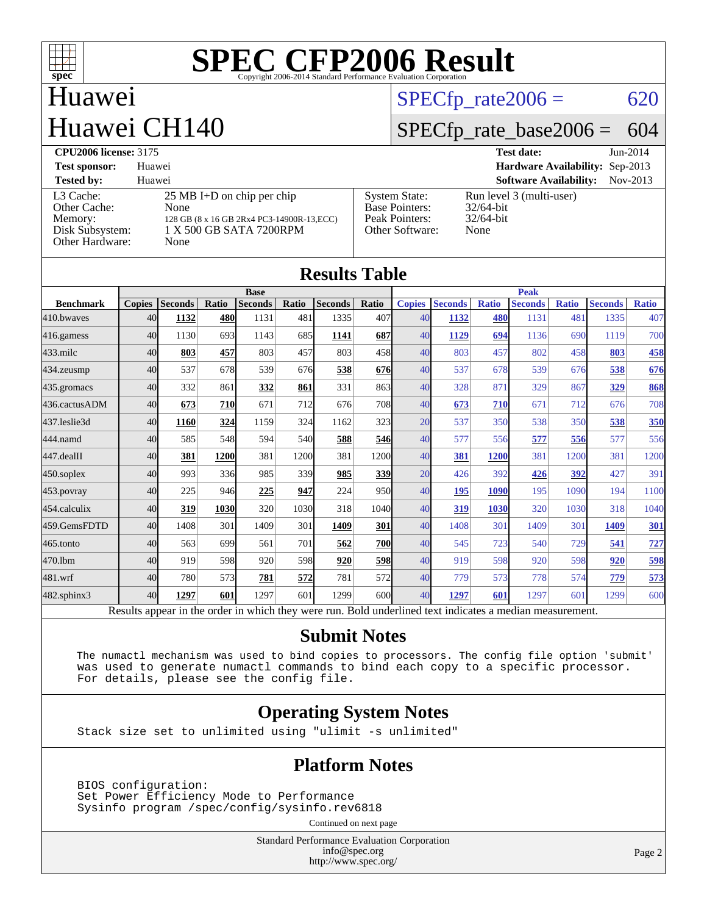# SPEC CFP2006 Result

Copyright 2006-2014 Standard Performance Evaluation Corporation

## Huawei
## Huawei CH140

SPECfp_rate2006 = 620

SPECfp_rate_base2006 = 604

**CPU2006 license:** 3175 **Test date:** Jun-2014

**Test sponsor:** Huawei **Hardware Availability:** Sep-2013

**Tested by:** Huawei **Software Availability:** Nov-2013

| | |
|---|---|
| L3 Cache: | 25 MB I+D on chip per chip |
| Other Cache: | None |
| Memory: | 128 GB (8 x 16 GB 2Rx4 PC3-14900R-13,ECC) |
| Disk Subsystem: | 1 X 500 GB SATA 7200RPM |
| Other Hardware: | None |

| | |
|---|---|
| System State: | Run level 3 (multi-user) |
| Base Pointers: | 32/64-bit |
| Peak Pointers: | 32/64-bit |
| Other Software: | None |

## Results Table

| | Base | | | | | | | Peak | | | | | | |
|---|---|---|---|---|---|---|---|---|---|---|---|---|---|---|
| **Benchmark** | **Copies** | **Seconds** | **Ratio** | **Seconds** | **Ratio** | **Seconds** | **Ratio** | **Copies** | **Seconds** | **Ratio** | **Seconds** | **Ratio** | **Seconds** | **Ratio** |
| 410.bwaves | 40 | **1132** | **480** | 1131 | 481 | 1335 | 407 | 40 | **1132** | **480** | 1131 | 481 | 1335 | 407 |
| 416.gamess | 40 | 1130 | 693 | 1143 | 685 | **1141** | **687** | 40 | **1129** | **694** | 1136 | 690 | 1119 | 700 |
| 433.milc | 40 | **803** | **457** | 803 | 457 | 803 | 458 | 40 | 803 | 457 | 802 | 458 | **803** | **458** |
| 434.zeusmp | 40 | 537 | 678 | 539 | 676 | **538** | **676** | 40 | 537 | 678 | 539 | 676 | **538** | **676** |
| 435.gromacs | 40 | 332 | 861 | **332** | **861** | 331 | 863 | 40 | 328 | 871 | 329 | 867 | **329** | **868** |
| 436.cactusADM | 40 | **673** | **710** | 671 | 712 | 676 | 708 | 40 | **673** | **710** | 671 | 712 | 676 | 708 |
| 437.leslie3d | 40 | **1160** | **324** | 1159 | 324 | 1162 | 323 | 20 | 537 | 350 | 538 | 350 | **538** | **350** |
| 444.namd | 40 | 585 | 548 | 594 | 540 | **588** | **546** | 40 | 577 | 556 | **577** | **556** | 577 | 556 |
| 447.dealII | 40 | **381** | **1200** | 381 | 1200 | 381 | 1200 | 40 | **381** | **1200** | 381 | 1200 | 381 | 1200 |
| 450.soplex | 40 | 993 | 336 | 985 | 339 | **985** | **339** | 20 | 426 | 392 | **426** | **392** | 427 | 391 |
| 453.povray | 40 | 225 | 946 | **225** | **947** | 224 | 950 | 40 | **195** | **1090** | 195 | 1090 | 194 | 1100 |
| 454.calculix | 40 | **319** | **1030** | 320 | 1030 | 318 | 1040 | 40 | **319** | **1030** | 320 | 1030 | 318 | 1040 |
| 459.GemsFDTD | 40 | 1408 | 301 | 1409 | 301 | **1409** | **301** | 40 | 1408 | 301 | 1409 | 301 | **1409** | **301** |
| 465.tonto | 40 | 563 | 699 | 561 | 701 | **562** | **700** | 40 | 545 | 723 | 540 | 729 | **541** | **727** |
| 470.lbm | 40 | 919 | 598 | 920 | 598 | **920** | **598** | 40 | 919 | 598 | 920 | 598 | **920** | **598** |
| 481.wrf | 40 | 780 | 573 | **781** | **572** | 781 | 572 | 40 | 779 | 573 | 778 | 574 | **779** | **573** |
| 482.sphinx3 | 40 | **1297** | **601** | 1297 | 601 | 1299 | 600 | 40 | **1297** | **601** | 1297 | 601 | 1299 | 600 |

Results appear in the order in which they were run. Bold underlined text indicates a median measurement.

## Submit Notes

```
The numactl mechanism was used to bind copies to processors. The config file option 'submit'
was used to generate numactl commands to bind each copy to a specific processor.
For details, please see the config file.
```

## Operating System Notes

```
Stack size set to unlimited using "ulimit -s unlimited"
```

## Platform Notes

```
BIOS configuration:
Set Power Efficiency Mode to Performance
Sysinfo program /spec/config/sysinfo.rev6818
```

Continued on next page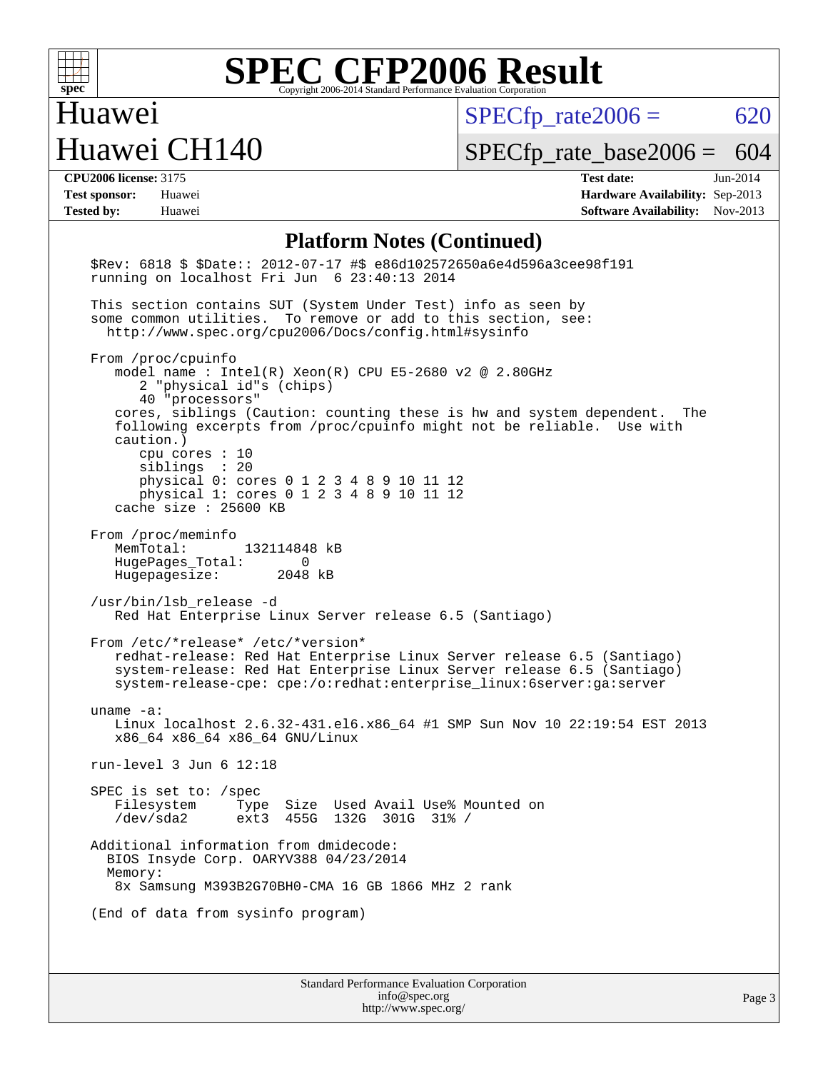# SPEC CFP2006 Result

Copyright 2006-2014 Standard Performance Evaluation Corporation

## Huawei
## Huawei CH140

SPECfp_rate2006 = 620

SPECfp_rate_base2006 = 604

| | | | |
|---|---|---|---|
| **CPU2006 license:** 3175 | | **Test date:** | Jun-2014 |
| **Test sponsor:** | Huawei | **Hardware Availability:** | Sep-2013 |
| **Tested by:** | Huawei | **Software Availability:** | Nov-2013 |

### Platform Notes (Continued)

```
$Rev: 6818 $ $Date:: 2012-07-17 #$ e86d102572650a6e4d596a3cee98f191
running on localhost Fri Jun  6 23:40:13 2014

This section contains SUT (System Under Test) info as seen by
some common utilities.  To remove or add to this section, see:
  http://www.spec.org/cpu2006/Docs/config.html#sysinfo

From /proc/cpuinfo
   model name : Intel(R) Xeon(R) CPU E5-2680 v2 @ 2.80GHz
      2 "physical id"s (chips)
      40 "processors"
   cores, siblings (Caution: counting these is hw and system dependent.  The
   following excerpts from /proc/cpuinfo might not be reliable.  Use with
   caution.)
      cpu cores : 10
      siblings  : 20
      physical 0: cores 0 1 2 3 4 8 9 10 11 12
      physical 1: cores 0 1 2 3 4 8 9 10 11 12
   cache size : 25600 KB

From /proc/meminfo
   MemTotal:       132114848 kB
   HugePages_Total:       0
   Hugepagesize:       2048 kB

/usr/bin/lsb_release -d
   Red Hat Enterprise Linux Server release 6.5 (Santiago)

From /etc/*release* /etc/*version*
   redhat-release: Red Hat Enterprise Linux Server release 6.5 (Santiago)
   system-release: Red Hat Enterprise Linux Server release 6.5 (Santiago)
   system-release-cpe: cpe:/o:redhat:enterprise_linux:6server:ga:server

uname -a:
   Linux localhost 2.6.32-431.el6.x86_64 #1 SMP Sun Nov 10 22:19:54 EST 2013
   x86_64 x86_64 x86_64 GNU/Linux

run-level 3 Jun 6 12:18

SPEC is set to: /spec
   Filesystem     Type  Size  Used Avail Use% Mounted on
   /dev/sda2      ext3  455G  132G  301G  31% /

Additional information from dmidecode:
  BIOS Insyde Corp. OARYV388 04/23/2014
  Memory:
   8x Samsung M393B2G70BH0-CMA 16 GB 1866 MHz 2 rank

(End of data from sysinfo program)
```

Standard Performance Evaluation Corporation
info@spec.org
http://www.spec.org/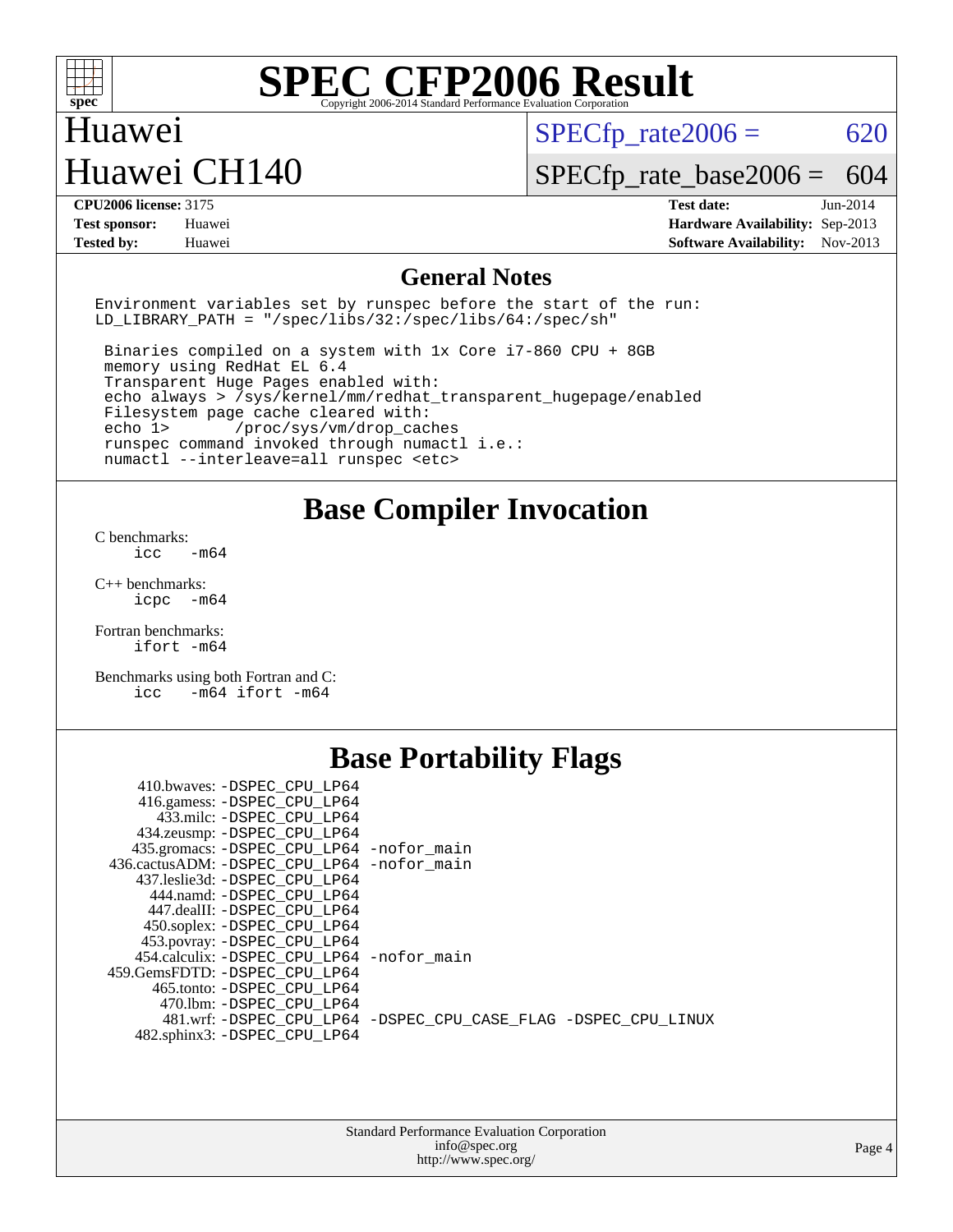# SPEC CFP2006 Result

Copyright 2006-2014 Standard Performance Evaluation Corporation

## Huawei
## Huawei CH140

SPECfp_rate2006 = 620

SPECfp_rate_base2006 = 604

| | | | |
|---|---|---|---|
| **CPU2006 license:** 3175 | | **Test date:** | Jun-2014 |
| **Test sponsor:** | Huawei | **Hardware Availability:** | Sep-2013 |
| **Tested by:** | Huawei | **Software Availability:** | Nov-2013 |

## General Notes

```
Environment variables set by runspec before the start of the run:
LD_LIBRARY_PATH = "/spec/libs/32:/spec/libs/64:/spec/sh"

 Binaries compiled on a system with 1x Core i7-860 CPU + 8GB
 memory using RedHat EL 6.4
 Transparent Huge Pages enabled with:
 echo always > /sys/kernel/mm/redhat_transparent_hugepage/enabled
 Filesystem page cache cleared with:
 echo 1>       /proc/sys/vm/drop_caches
 runspec command invoked through numactl i.e.:
 numactl --interleave=all runspec <etc>
```

## Base Compiler Invocation

C benchmarks:
```
icc   -m64
```

C++ benchmarks:
```
icpc  -m64
```

Fortran benchmarks:
```
ifort -m64
```

Benchmarks using both Fortran and C:
```
icc   -m64 ifort -m64
```

## Base Portability Flags

```
     410.bwaves: -DSPEC_CPU_LP64
     416.gamess: -DSPEC_CPU_LP64
       433.milc: -DSPEC_CPU_LP64
     434.zeusmp: -DSPEC_CPU_LP64
    435.gromacs: -DSPEC_CPU_LP64 -nofor_main
 436.cactusADM: -DSPEC_CPU_LP64 -nofor_main
   437.leslie3d: -DSPEC_CPU_LP64
      444.namd: -DSPEC_CPU_LP64
    447.dealII: -DSPEC_CPU_LP64
    450.soplex: -DSPEC_CPU_LP64
    453.povray: -DSPEC_CPU_LP64
  454.calculix: -DSPEC_CPU_LP64 -nofor_main
 459.GemsFDTD: -DSPEC_CPU_LP64
     465.tonto: -DSPEC_CPU_LP64
       470.lbm: -DSPEC_CPU_LP64
       481.wrf: -DSPEC_CPU_LP64 -DSPEC_CPU_CASE_FLAG -DSPEC_CPU_LINUX
   482.sphinx3: -DSPEC_CPU_LP64
```

Standard Performance Evaluation Corporation
info@spec.org
http://www.spec.org/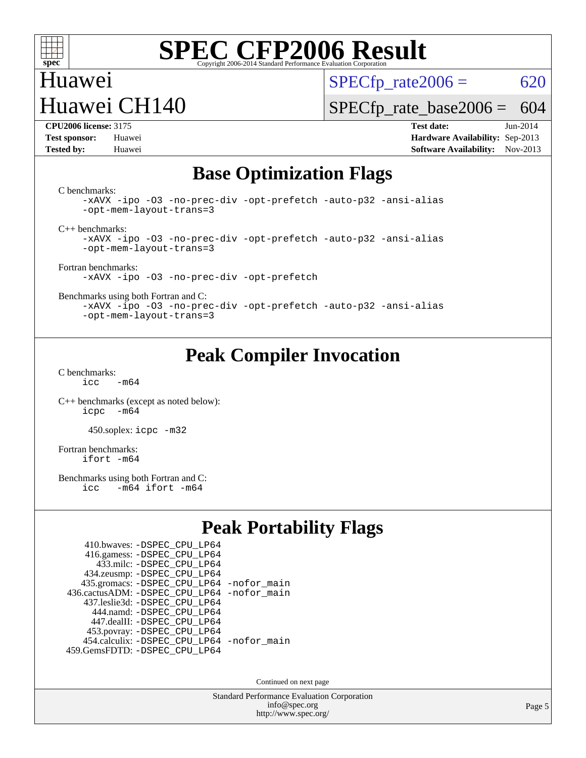# SPEC CFP2006 Result

Copyright 2006-2014 Standard Performance Evaluation Corporation

**Huawei**
**Huawei CH140**

SPECfp_rate2006 = 620
SPECfp_rate_base2006 = 604

| | | | |
|---|---|---|---|
| **CPU2006 license:** 3175 | | **Test date:** | Jun-2014 |
| **Test sponsor:** | Huawei | **Hardware Availability:** | Sep-2013 |
| **Tested by:** | Huawei | **Software Availability:** | Nov-2013 |

## Base Optimization Flags

C benchmarks:

```
-xAVX -ipo -O3 -no-prec-div -opt-prefetch -auto-p32 -ansi-alias
-opt-mem-layout-trans=3
```

C++ benchmarks:

```
-xAVX -ipo -O3 -no-prec-div -opt-prefetch -auto-p32 -ansi-alias
-opt-mem-layout-trans=3
```

Fortran benchmarks:

```
-xAVX -ipo -O3 -no-prec-div -opt-prefetch
```

Benchmarks using both Fortran and C:

```
-xAVX -ipo -O3 -no-prec-div -opt-prefetch -auto-p32 -ansi-alias
-opt-mem-layout-trans=3
```

## Peak Compiler Invocation

C benchmarks:

```
icc   -m64
```

C++ benchmarks (except as noted below):

```
icpc  -m64
```

450.soplex: `icpc -m32`

Fortran benchmarks:

```
ifort -m64
```

Benchmarks using both Fortran and C:

```
icc   -m64 ifort -m64
```

## Peak Portability Flags

```
     410.bwaves: -DSPEC_CPU_LP64
     416.gamess: -DSPEC_CPU_LP64
       433.milc: -DSPEC_CPU_LP64
     434.zeusmp: -DSPEC_CPU_LP64
    435.gromacs: -DSPEC_CPU_LP64 -nofor_main
 436.cactusADM: -DSPEC_CPU_LP64 -nofor_main
    437.leslie3d: -DSPEC_CPU_LP64
       444.namd: -DSPEC_CPU_LP64
     447.dealII: -DSPEC_CPU_LP64
     453.povray: -DSPEC_CPU_LP64
   454.calculix: -DSPEC_CPU_LP64 -nofor_main
 459.GemsFDTD: -DSPEC_CPU_LP64
```

Continued on next page

Standard Performance Evaluation Corporation
info@spec.org
http://www.spec.org/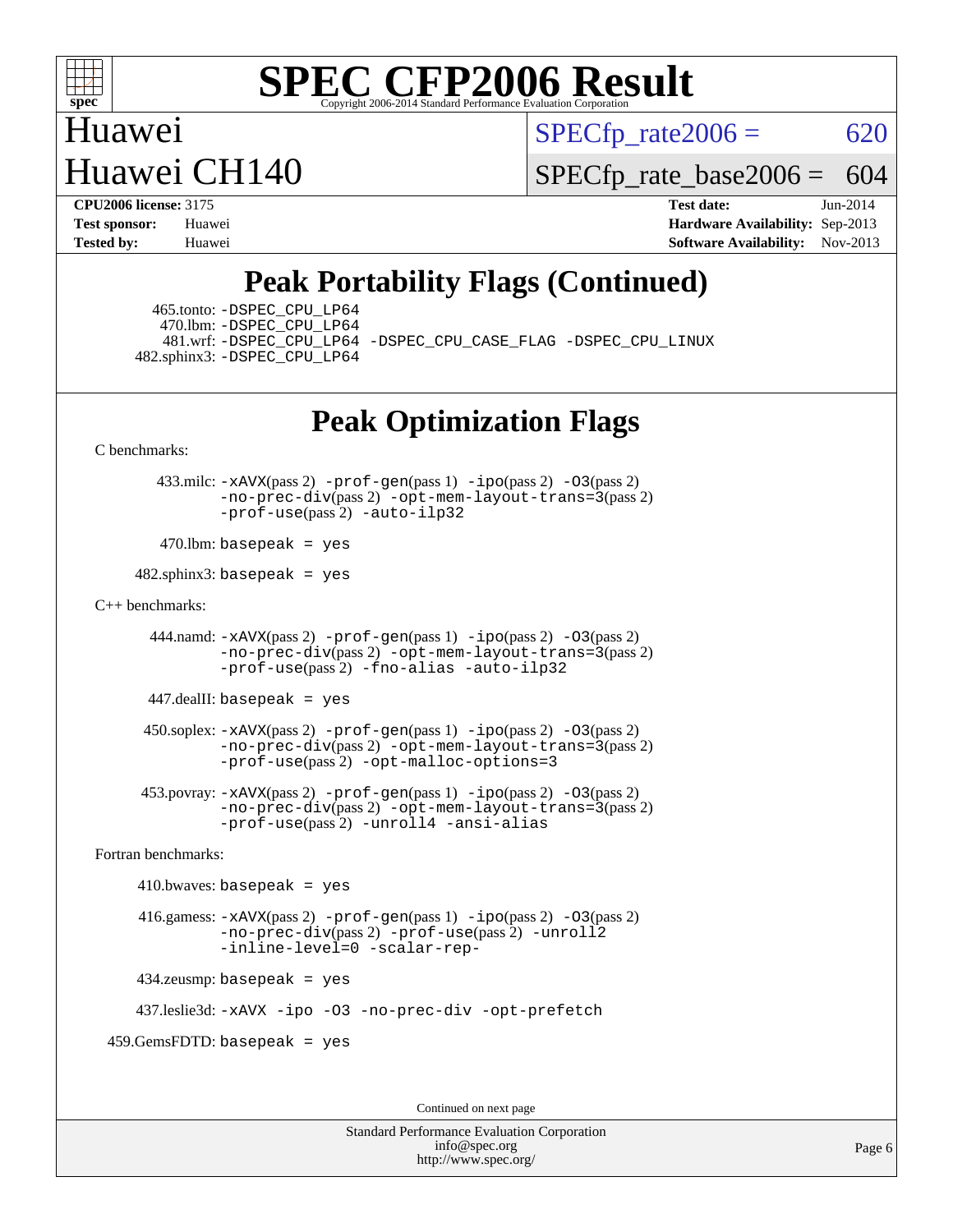# Peak Portability Flags (Continued)

465.tonto: -DSPEC_CPU_LP64
470.lbm: -DSPEC_CPU_LP64
481.wrf: -DSPEC_CPU_LP64 -DSPEC_CPU_CASE_FLAG -DSPEC_CPU_LINUX
482.sphinx3: -DSPEC_CPU_LP64

# Peak Optimization Flags

C benchmarks:

433.milc: -xAVX(pass 2) -prof-gen(pass 1) -ipo(pass 2) -O3(pass 2) -no-prec-div(pass 2) -opt-mem-layout-trans=3(pass 2) -prof-use(pass 2) -auto-ilp32

470.lbm: basepeak = yes

482.sphinx3: basepeak = yes

C++ benchmarks:

444.namd: -xAVX(pass 2) -prof-gen(pass 1) -ipo(pass 2) -O3(pass 2) -no-prec-div(pass 2) -opt-mem-layout-trans=3(pass 2) -prof-use(pass 2) -fno-alias -auto-ilp32

447.dealII: basepeak = yes

450.soplex: -xAVX(pass 2) -prof-gen(pass 1) -ipo(pass 2) -O3(pass 2) -no-prec-div(pass 2) -opt-mem-layout-trans=3(pass 2) -prof-use(pass 2) -opt-malloc-options=3

453.povray: -xAVX(pass 2) -prof-gen(pass 1) -ipo(pass 2) -O3(pass 2) -no-prec-div(pass 2) -opt-mem-layout-trans=3(pass 2) -prof-use(pass 2) -unroll4 -ansi-alias

Fortran benchmarks:

410.bwaves: basepeak = yes

416.gamess: -xAVX(pass 2) -prof-gen(pass 1) -ipo(pass 2) -O3(pass 2) -no-prec-div(pass 2) -prof-use(pass 2) -unroll2 -inline-level=0 -scalar-rep-

434.zeusmp: basepeak = yes

437.leslie3d: -xAVX -ipo -O3 -no-prec-div -opt-prefetch

459.GemsFDTD: basepeak = yes

Continued on next page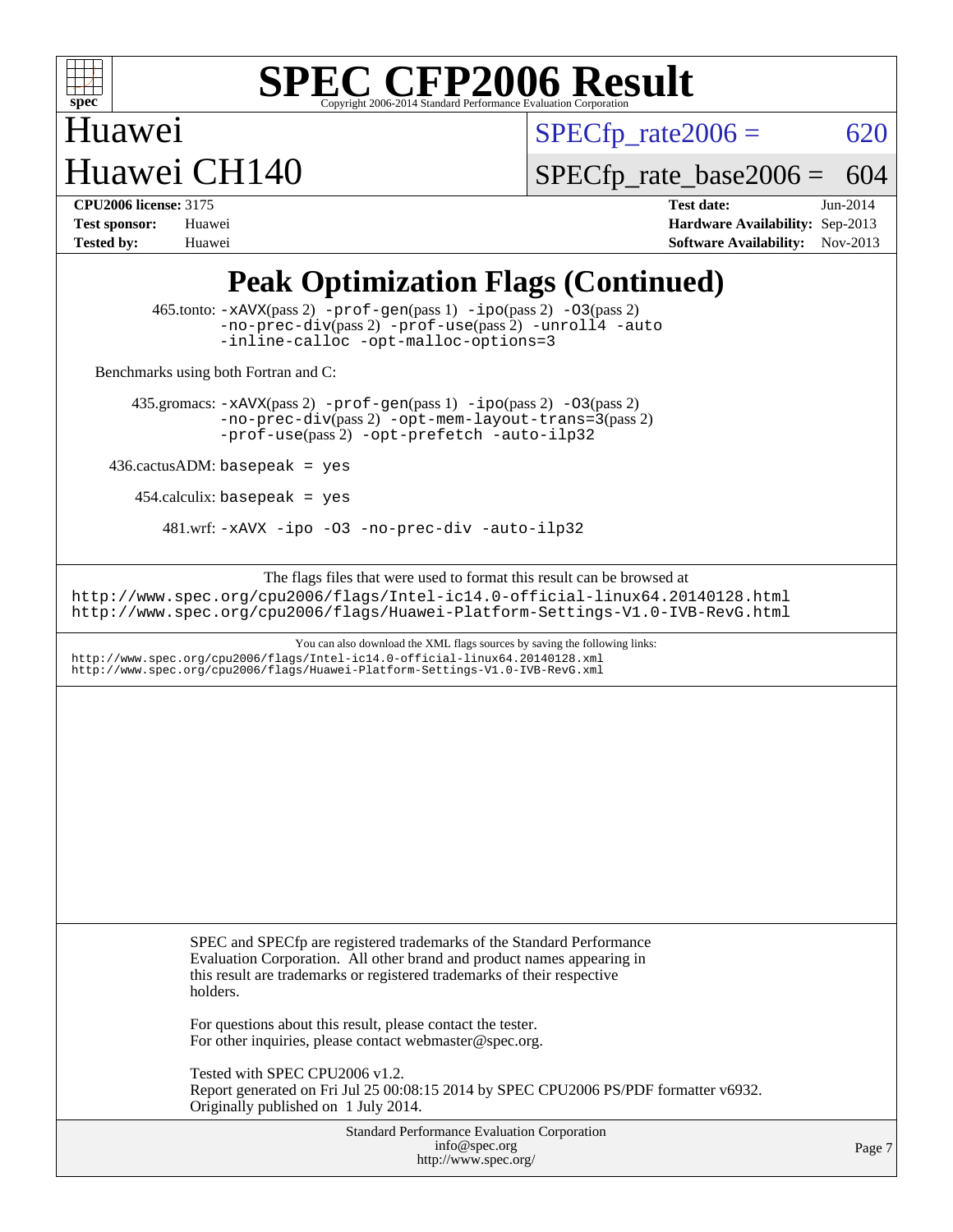# Peak Optimization Flags (Continued)

465.tonto: -xAVX(pass 2) -prof-gen(pass 1) -ipo(pass 2) -O3(pass 2) -no-prec-div(pass 2) -prof-use(pass 2) -unroll4 -auto -inline-calloc -opt-malloc-options=3

Benchmarks using both Fortran and C:

435.gromacs: -xAVX(pass 2) -prof-gen(pass 1) -ipo(pass 2) -O3(pass 2) -no-prec-div(pass 2) -opt-mem-layout-trans=3(pass 2) -prof-use(pass 2) -opt-prefetch -auto-ilp32

436.cactusADM: basepeak = yes

454.calculix: basepeak = yes

481.wrf: -xAVX -ipo -O3 -no-prec-div -auto-ilp32

The flags files that were used to format this result can be browsed at
http://www.spec.org/cpu2006/flags/Intel-ic14.0-official-linux64.20140128.html
http://www.spec.org/cpu2006/flags/Huawei-Platform-Settings-V1.0-IVB-RevG.html

You can also download the XML flags sources by saving the following links:
http://www.spec.org/cpu2006/flags/Intel-ic14.0-official-linux64.20140128.xml
http://www.spec.org/cpu2006/flags/Huawei-Platform-Settings-V1.0-IVB-RevG.xml

SPEC and SPECfp are registered trademarks of the Standard Performance Evaluation Corporation. All other brand and product names appearing in this result are trademarks or registered trademarks of their respective holders.

For questions about this result, please contact the tester.
For other inquiries, please contact webmaster@spec.org.

Tested with SPEC CPU2006 v1.2.
Report generated on Fri Jul 25 00:08:15 2014 by SPEC CPU2006 PS/PDF formatter v6932.
Originally published on 1 July 2014.